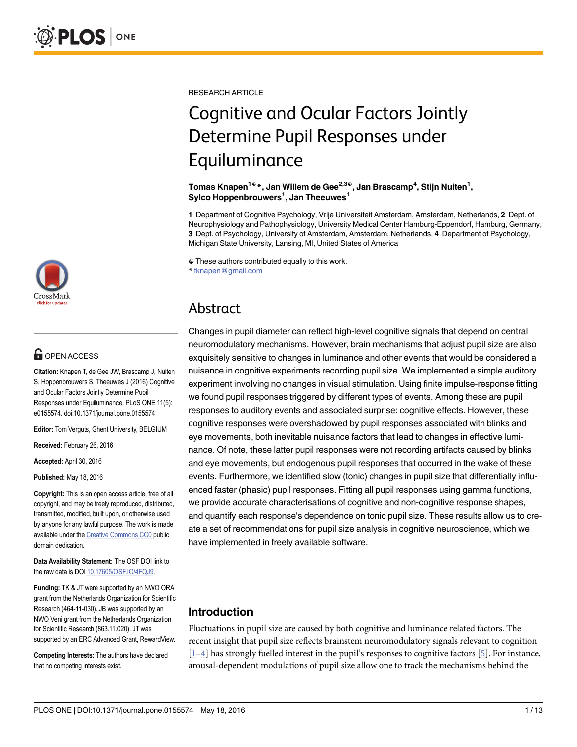RESEARCH ARTICLE

# Cognitive and Ocular Factors Jointly Determine Pupil Responses under Equiluminance

**Tomas Knapen[1☯*], Jan Willem de Gee[2,3☯], Jan Brascamp[4], Stijn Nuiten[1], Sylco Hoppenbrouwers[1], Jan Theeuwes[1]**

**1** Department of Cognitive Psychology, Vrije Universiteit Amsterdam, Amsterdam, Netherlands, **2** Dept. of Neurophysiology and Pathophysiology, University Medical Center Hamburg-Eppendorf, Hamburg, Germany, **3** Dept. of Psychology, University of Amsterdam, Amsterdam, Netherlands, **4** Department of Psychology, Michigan State University, Lansing, MI, United States of America

☯ These authors contributed equally to this work.
\* tknapen@gmail.com

OPEN ACCESS

**Citation:** Knapen T, de Gee JW, Brascamp J, Nuiten S, Hoppenbrouwers S, Theeuwes J (2016) Cognitive and Ocular Factors Jointly Determine Pupil Responses under Equiluminance. PLoS ONE 11(5): e0155574. doi:10.1371/journal.pone.0155574

**Editor:** Tom Verguts, Ghent University, BELGIUM

**Received:** February 26, 2016

**Accepted:** April 30, 2016

**Published:** May 18, 2016

**Copyright:** This is an open access article, free of all copyright, and may be freely reproduced, distributed, transmitted, modified, built upon, or otherwise used by anyone for any lawful purpose. The work is made available under the Creative Commons CC0 public domain dedication.

**Data Availability Statement:** The OSF DOI link to the raw data is DOI 10.17605/OSF.IO/4FQJ9.

**Funding:** TK & JT were supported by an NWO ORA grant from the Netherlands Organization for Scientific Research (464-11-030). JB was supported by an NWO Veni grant from the Netherlands Organization for Scientific Research (863.11.020). JT was supported by an ERC Advanced Grant, RewardView.

**Competing Interests:** The authors have declared that no competing interests exist.

## Abstract

Changes in pupil diameter can reflect high-level cognitive signals that depend on central neuromodulatory mechanisms. However, brain mechanisms that adjust pupil size are also exquisitely sensitive to changes in luminance and other events that would be considered a nuisance in cognitive experiments recording pupil size. We implemented a simple auditory experiment involving no changes in visual stimulation. Using finite impulse-response fitting we found pupil responses triggered by different types of events. Among these are pupil responses to auditory events and associated surprise: cognitive effects. However, these cognitive responses were overshadowed by pupil responses associated with blinks and eye movements, both inevitable nuisance factors that lead to changes in effective luminance. Of note, these latter pupil responses were not recording artifacts caused by blinks and eye movements, but endogenous pupil responses that occurred in the wake of these events. Furthermore, we identified slow (tonic) changes in pupil size that differentially influenced faster (phasic) pupil responses. Fitting all pupil responses using gamma functions, we provide accurate characterisations of cognitive and non-cognitive response shapes, and quantify each response's dependence on tonic pupil size. These results allow us to create a set of recommendations for pupil size analysis in cognitive neuroscience, which we have implemented in freely available software.

## Introduction

Fluctuations in pupil size are caused by both cognitive and luminance related factors. The recent insight that pupil size reflects brainstem neuromodulatory signals relevant to cognition [1–4] has strongly fuelled interest in the pupil's responses to cognitive factors [5]. For instance, arousal-dependent modulations of pupil size allow one to track the mechanisms behind the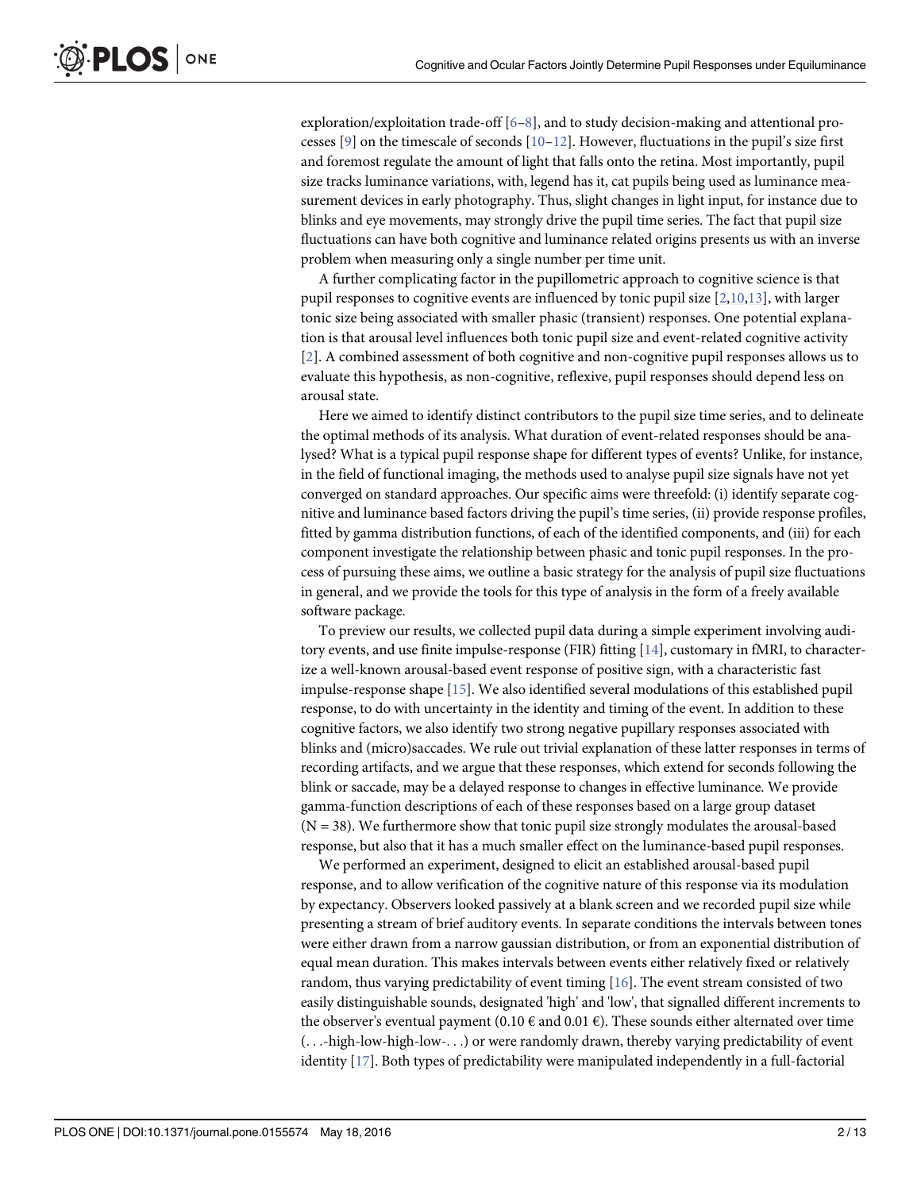exploration/exploitation trade-off [6–8], and to study decision-making and attentional processes [9] on the timescale of seconds [10–12]. However, fluctuations in the pupil's size first and foremost regulate the amount of light that falls onto the retina. Most importantly, pupil size tracks luminance variations, with, legend has it, cat pupils being used as luminance measurement devices in early photography. Thus, slight changes in light input, for instance due to blinks and eye movements, may strongly drive the pupil time series. The fact that pupil size fluctuations can have both cognitive and luminance related origins presents us with an inverse problem when measuring only a single number per time unit.

A further complicating factor in the pupillometric approach to cognitive science is that pupil responses to cognitive events are influenced by tonic pupil size [2,10,13], with larger tonic size being associated with smaller phasic (transient) responses. One potential explanation is that arousal level influences both tonic pupil size and event-related cognitive activity [2]. A combined assessment of both cognitive and non-cognitive pupil responses allows us to evaluate this hypothesis, as non-cognitive, reflexive, pupil responses should depend less on arousal state.

Here we aimed to identify distinct contributors to the pupil size time series, and to delineate the optimal methods of its analysis. What duration of event-related responses should be analysed? What is a typical pupil response shape for different types of events? Unlike, for instance, in the field of functional imaging, the methods used to analyse pupil size signals have not yet converged on standard approaches. Our specific aims were threefold: (i) identify separate cognitive and luminance based factors driving the pupil's time series, (ii) provide response profiles, fitted by gamma distribution functions, of each of the identified components, and (iii) for each component investigate the relationship between phasic and tonic pupil responses. In the process of pursuing these aims, we outline a basic strategy for the analysis of pupil size fluctuations in general, and we provide the tools for this type of analysis in the form of a freely available software package.

To preview our results, we collected pupil data during a simple experiment involving auditory events, and use finite impulse-response (FIR) fitting [14], customary in fMRI, to characterize a well-known arousal-based event response of positive sign, with a characteristic fast impulse-response shape [15]. We also identified several modulations of this established pupil response, to do with uncertainty in the identity and timing of the event. In addition to these cognitive factors, we also identify two strong negative pupillary responses associated with blinks and (micro)saccades. We rule out trivial explanation of these latter responses in terms of recording artifacts, and we argue that these responses, which extend for seconds following the blink or saccade, may be a delayed response to changes in effective luminance. We provide gamma-function descriptions of each of these responses based on a large group dataset (N = 38). We furthermore show that tonic pupil size strongly modulates the arousal-based response, but also that it has a much smaller effect on the luminance-based pupil responses.

We performed an experiment, designed to elicit an established arousal-based pupil response, and to allow verification of the cognitive nature of this response via its modulation by expectancy. Observers looked passively at a blank screen and we recorded pupil size while presenting a stream of brief auditory events. In separate conditions the intervals between tones were either drawn from a narrow gaussian distribution, or from an exponential distribution of equal mean duration. This makes intervals between events either relatively fixed or relatively random, thus varying predictability of event timing [16]. The event stream consisted of two easily distinguishable sounds, designated 'high' and 'low', that signalled different increments to the observer's eventual payment (0.10 € and 0.01 €). These sounds either alternated over time (. . .-high-low-high-low-. . .) or were randomly drawn, thereby varying predictability of event identity [17]. Both types of predictability were manipulated independently in a full-factorial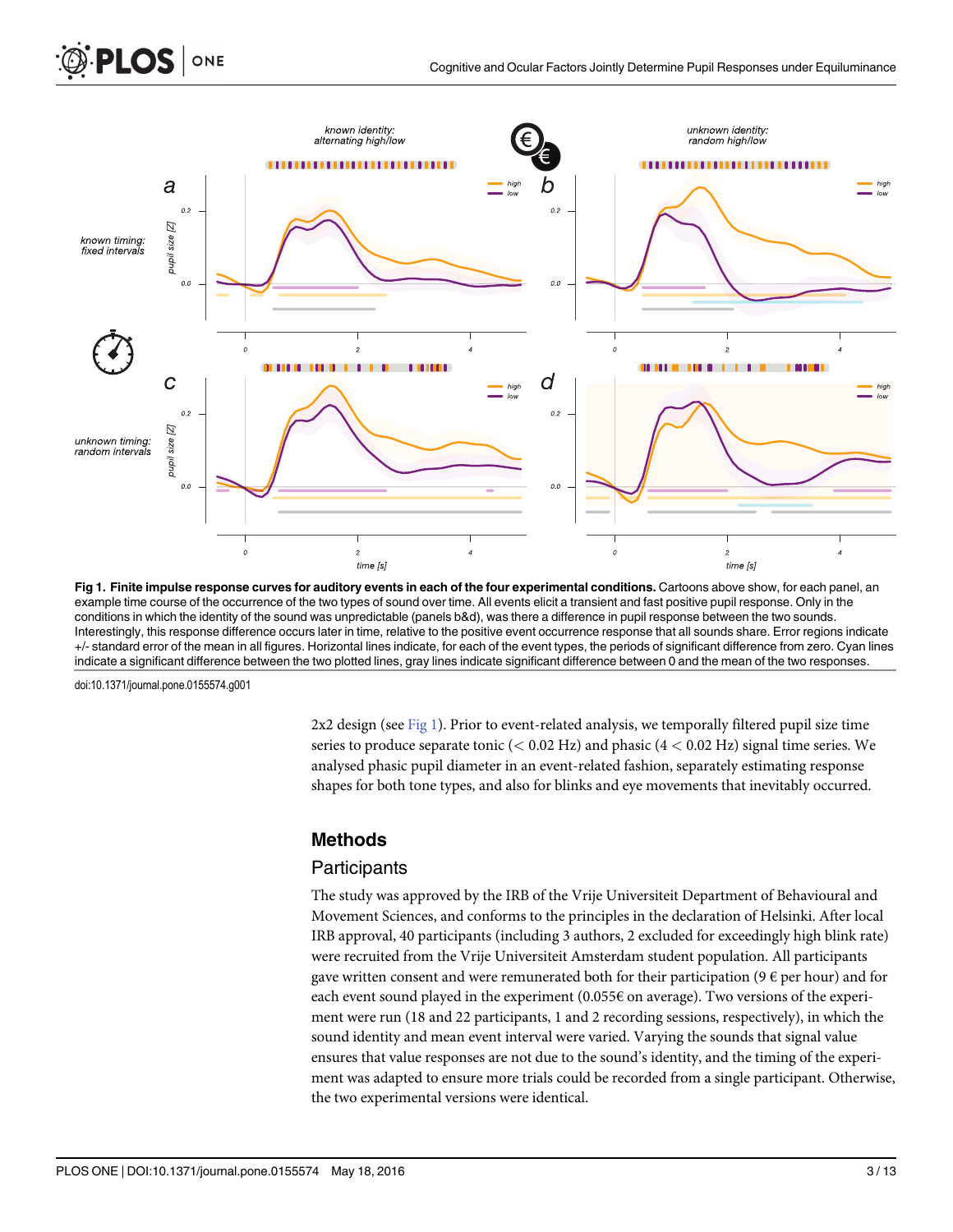**Fig 1. Finite impulse response curves for auditory events in each of the four experimental conditions.** Cartoons above show, for each panel, an example time course of the occurrence of the two types of sound over time. All events elicit a transient and fast positive pupil response. Only in the conditions in which the identity of the sound was unpredictable (panels b&d), was there a difference in pupil response between the two sounds. Interestingly, this response difference occurs later in time, relative to the positive event occurrence response that all sounds share. Error regions indicate +/- standard error of the mean in all figures. Horizontal lines indicate, for each of the event types, the periods of significant difference from zero. Cyan lines indicate a significant difference between the two plotted lines, gray lines indicate significant difference between 0 and the mean of the two responses.

doi:10.1371/journal.pone.0155574.g001

2x2 design (see Fig 1). Prior to event-related analysis, we temporally filtered pupil size time series to produce separate tonic (< 0.02 Hz) and phasic (4 < 0.02 Hz) signal time series. We analysed phasic pupil diameter in an event-related fashion, separately estimating response shapes for both tone types, and also for blinks and eye movements that inevitably occurred.

## Methods

### Participants

The study was approved by the IRB of the Vrije Universiteit Department of Behavioural and Movement Sciences, and conforms to the principles in the declaration of Helsinki. After local IRB approval, 40 participants (including 3 authors, 2 excluded for exceedingly high blink rate) were recruited from the Vrije Universiteit Amsterdam student population. All participants gave written consent and were remunerated both for their participation (9 € per hour) and for each event sound played in the experiment (0.055€ on average). Two versions of the experiment were run (18 and 22 participants, 1 and 2 recording sessions, respectively), in which the sound identity and mean event interval were varied. Varying the sounds that signal value ensures that value responses are not due to the sound's identity, and the timing of the experiment was adapted to ensure more trials could be recorded from a single participant. Otherwise, the two experimental versions were identical.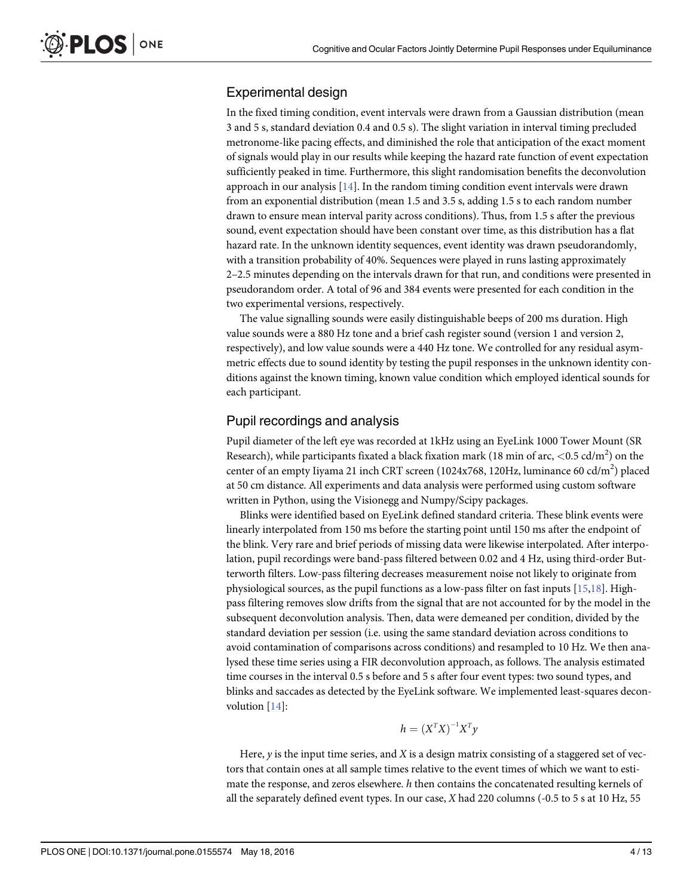## Experimental design

In the fixed timing condition, event intervals were drawn from a Gaussian distribution (mean 3 and 5 s, standard deviation 0.4 and 0.5 s). The slight variation in interval timing precluded metronome-like pacing effects, and diminished the role that anticipation of the exact moment of signals would play in our results while keeping the hazard rate function of event expectation sufficiently peaked in time. Furthermore, this slight randomisation benefits the deconvolution approach in our analysis [14]. In the random timing condition event intervals were drawn from an exponential distribution (mean 1.5 and 3.5 s, adding 1.5 s to each random number drawn to ensure mean interval parity across conditions). Thus, from 1.5 s after the previous sound, event expectation should have been constant over time, as this distribution has a flat hazard rate. In the unknown identity sequences, event identity was drawn pseudorandomly, with a transition probability of 40%. Sequences were played in runs lasting approximately 2–2.5 minutes depending on the intervals drawn for that run, and conditions were presented in pseudorandom order. A total of 96 and 384 events were presented for each condition in the two experimental versions, respectively.

The value signalling sounds were easily distinguishable beeps of 200 ms duration. High value sounds were a 880 Hz tone and a brief cash register sound (version 1 and version 2, respectively), and low value sounds were a 440 Hz tone. We controlled for any residual asymmetric effects due to sound identity by testing the pupil responses in the unknown identity conditions against the known timing, known value condition which employed identical sounds for each participant.

## Pupil recordings and analysis

Pupil diameter of the left eye was recorded at 1kHz using an EyeLink 1000 Tower Mount (SR Research), while participants fixated a black fixation mark (18 min of arc, $<0.5$ cd/m$^2$) on the center of an empty Iiyama 21 inch CRT screen (1024x768, 120Hz, luminance 60 cd/m$^2$) placed at 50 cm distance. All experiments and data analysis were performed using custom software written in Python, using the Visionegg and Numpy/Scipy packages.

Blinks were identified based on EyeLink defined standard criteria. These blink events were linearly interpolated from 150 ms before the starting point until 150 ms after the endpoint of the blink. Very rare and brief periods of missing data were likewise interpolated. After interpolation, pupil recordings were band-pass filtered between 0.02 and 4 Hz, using third-order Butterworth filters. Low-pass filtering decreases measurement noise not likely to originate from physiological sources, as the pupil functions as a low-pass filter on fast inputs [15,18]. High-pass filtering removes slow drifts from the signal that are not accounted for by the model in the subsequent deconvolution analysis. Then, data were demeaned per condition, divided by the standard deviation per session (i.e. using the same standard deviation across conditions to avoid contamination of comparisons across conditions) and resampled to 10 Hz. We then analysed these time series using a FIR deconvolution approach, as follows. The analysis estimated time courses in the interval 0.5 s before and 5 s after four event types: two sound types, and blinks and saccades as detected by the EyeLink software. We implemented least-squares deconvolution [14]:

$$h = (X^T X)^{-1} X^T y$$

Here, $y$ is the input time series, and $X$ is a design matrix consisting of a staggered set of vectors that contain ones at all sample times relative to the event times of which we want to estimate the response, and zeros elsewhere. $h$ then contains the concatenated resulting kernels of all the separately defined event types. In our case, $X$ had 220 columns (-0.5 to 5 s at 10 Hz, 55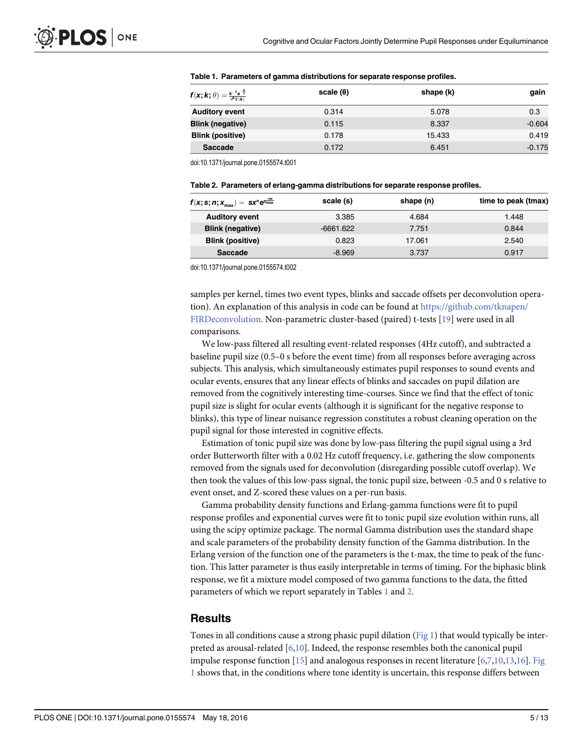**Table 1. Parameters of gamma distributions for separate response profiles.**

| $f(x;k;\theta) = \frac{x^{k-1}e^{-\frac{x}{\theta}}}{\theta^k\Gamma(k)}$ | scale (θ) | shape (k) | gain |
|---|---|---|---|
| Auditory event | 0.314 | 5.078 | 0.3 |
| Blink (negative) | 0.115 | 8.337 | -0.604 |
| Blink (positive) | 0.178 | 15.433 | 0.419 |
| Saccade | 0.172 | 6.451 | -0.175 |

doi:10.1371/journal.pone.0155574.t001

**Table 2. Parameters of erlang-gamma distributions for separate response profiles.**

| $f(x;s;n;x_{max}) = sx^n e^{\frac{-nx}{x_{max}}}$ | scale (s) | shape (n) | time to peak (tmax) |
|---|---|---|---|
| Auditory event | 3.385 | 4.684 | 1.448 |
| Blink (negative) | -6661.622 | 7.751 | 0.844 |
| Blink (positive) | 0.823 | 17.061 | 2.540 |
| Saccade | -8.969 | 3.737 | 0.917 |

doi:10.1371/journal.pone.0155574.t002

samples per kernel, times two event types, blinks and saccade offsets per deconvolution operation). An explanation of this analysis in code can be found at https://github.com/tknapen/FIRDeconvolution. Non-parametric cluster-based (paired) t-tests [19] were used in all comparisons.

We low-pass filtered all resulting event-related responses (4Hz cutoff), and subtracted a baseline pupil size (0.5–0 s before the event time) from all responses before averaging across subjects. This analysis, which simultaneously estimates pupil responses to sound events and ocular events, ensures that any linear effects of blinks and saccades on pupil dilation are removed from the cognitively interesting time-courses. Since we find that the effect of tonic pupil size is slight for ocular events (although it is significant for the negative response to blinks), this type of linear nuisance regression constitutes a robust cleaning operation on the pupil signal for those interested in cognitive effects.

Estimation of tonic pupil size was done by low-pass filtering the pupil signal using a 3rd order Butterworth filter with a 0.02 Hz cutoff frequency, i.e. gathering the slow components removed from the signals used for deconvolution (disregarding possible cutoff overlap). We then took the values of this low-pass signal, the tonic pupil size, between -0.5 and 0 s relative to event onset, and Z-scored these values on a per-run basis.

Gamma probability density functions and Erlang-gamma functions were fit to pupil response profiles and exponential curves were fit to tonic pupil size evolution within runs, all using the scipy optimize package. The normal Gamma distribution uses the standard shape and scale parameters of the probability density function of the Gamma distribution. In the Erlang version of the function one of the parameters is the t-max, the time to peak of the function. This latter parameter is thus easily interpretable in terms of timing. For the biphasic blink response, we fit a mixture model composed of two gamma functions to the data, the fitted parameters of which we report separately in Tables 1 and 2.

## Results

Tones in all conditions cause a strong phasic pupil dilation (Fig 1) that would typically be interpreted as arousal-related [6,10]. Indeed, the response resembles both the canonical pupil impulse response function [15] and analogous responses in recent literature [6,7,10,13,16]. Fig 1 shows that, in the conditions where tone identity is uncertain, this response differs between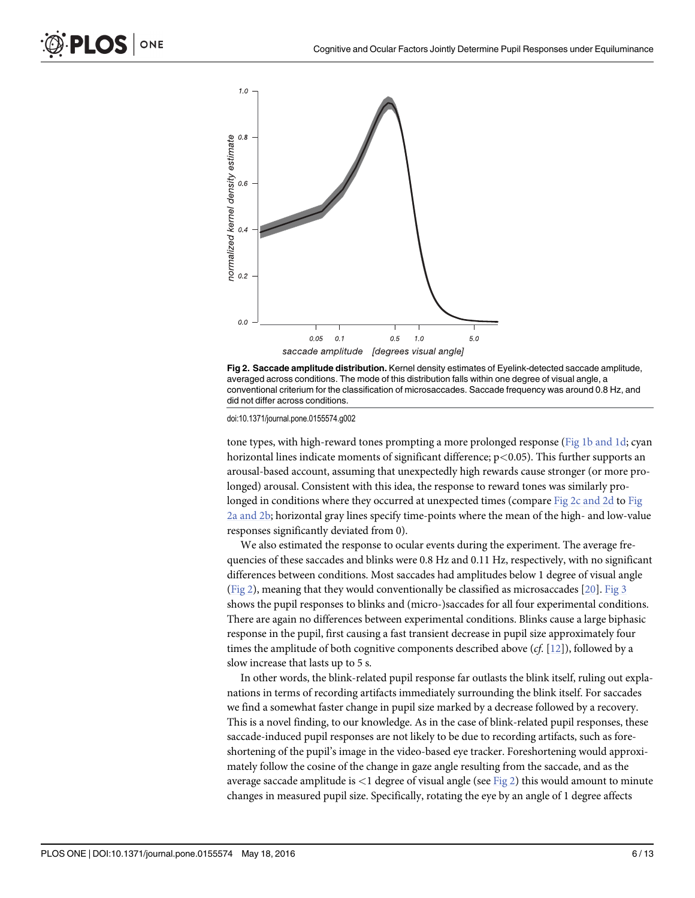**Fig 2. Saccade amplitude distribution.** Kernel density estimates of Eyelink-detected saccade amplitude, averaged across conditions. The mode of this distribution falls within one degree of visual angle, a conventional criterium for the classification of microsaccades. Saccade frequency was around 0.8 Hz, and did not differ across conditions.

doi:10.1371/journal.pone.0155574.g002

tone types, with high-reward tones prompting a more prolonged response (Fig 1b and 1d; cyan horizontal lines indicate moments of significant difference; $p<0.05$). This further supports an arousal-based account, assuming that unexpectedly high rewards cause stronger (or more prolonged) arousal. Consistent with this idea, the response to reward tones was similarly prolonged in conditions where they occurred at unexpected times (compare Fig 2c and 2d to Fig 2a and 2b; horizontal gray lines specify time-points where the mean of the high- and low-value responses significantly deviated from 0).

We also estimated the response to ocular events during the experiment. The average frequencies of these saccades and blinks were 0.8 Hz and 0.11 Hz, respectively, with no significant differences between conditions. Most saccades had amplitudes below 1 degree of visual angle (Fig 2), meaning that they would conventionally be classified as microsaccades [20]. Fig 3 shows the pupil responses to blinks and (micro-)saccades for all four experimental conditions. There are again no differences between experimental conditions. Blinks cause a large biphasic response in the pupil, first causing a fast transient decrease in pupil size approximately four times the amplitude of both cognitive components described above (*cf*. [12]), followed by a slow increase that lasts up to 5 s.

In other words, the blink-related pupil response far outlasts the blink itself, ruling out explanations in terms of recording artifacts immediately surrounding the blink itself. For saccades we find a somewhat faster change in pupil size marked by a decrease followed by a recovery. This is a novel finding, to our knowledge. As in the case of blink-related pupil responses, these saccade-induced pupil responses are not likely to be due to recording artifacts, such as foreshortening of the pupil's image in the video-based eye tracker. Foreshortening would approximately follow the cosine of the change in gaze angle resulting from the saccade, and as the average saccade amplitude is $<1$ degree of visual angle (see Fig 2) this would amount to minute changes in measured pupil size. Specifically, rotating the eye by an angle of 1 degree affects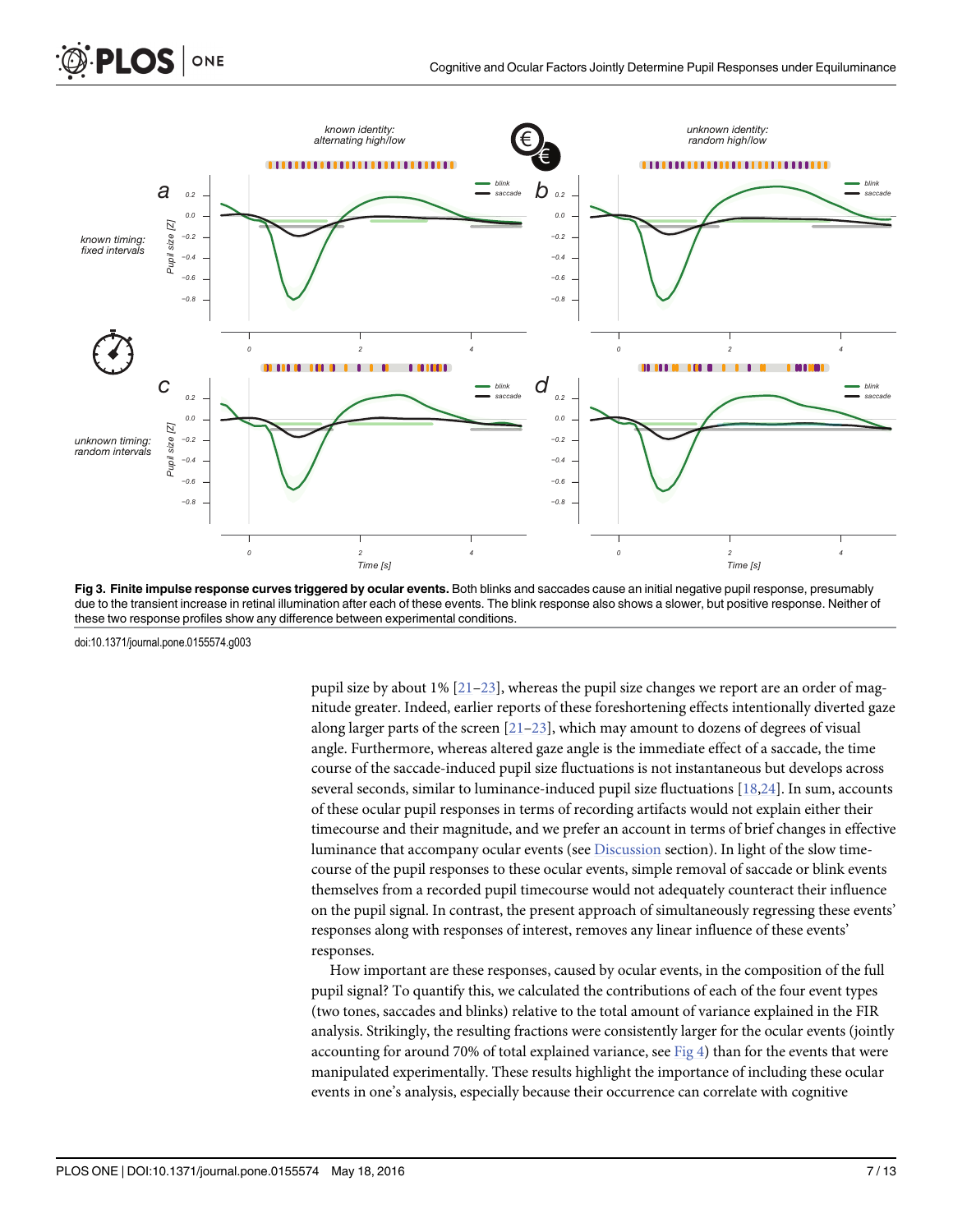**Fig 3. Finite impulse response curves triggered by ocular events.** Both blinks and saccades cause an initial negative pupil response, presumably due to the transient increase in retinal illumination after each of these events. The blink response also shows a slower, but positive response. Neither of these two response profiles show any difference between experimental conditions.

doi:10.1371/journal.pone.0155574.g003

pupil size by about 1% [21–23], whereas the pupil size changes we report are an order of magnitude greater. Indeed, earlier reports of these foreshortening effects intentionally diverted gaze along larger parts of the screen [21–23], which may amount to dozens of degrees of visual angle. Furthermore, whereas altered gaze angle is the immediate effect of a saccade, the time course of the saccade-induced pupil size fluctuations is not instantaneous but develops across several seconds, similar to luminance-induced pupil size fluctuations [18,24]. In sum, accounts of these ocular pupil responses in terms of recording artifacts would not explain either their timecourse and their magnitude, and we prefer an account in terms of brief changes in effective luminance that accompany ocular events (see Discussion section). In light of the slow timecourse of the pupil responses to these ocular events, simple removal of saccade or blink events themselves from a recorded pupil timecourse would not adequately counteract their influence on the pupil signal. In contrast, the present approach of simultaneously regressing these events' responses along with responses of interest, removes any linear influence of these events' responses.

How important are these responses, caused by ocular events, in the composition of the full pupil signal? To quantify this, we calculated the contributions of each of the four event types (two tones, saccades and blinks) relative to the total amount of variance explained in the FIR analysis. Strikingly, the resulting fractions were consistently larger for the ocular events (jointly accounting for around 70% of total explained variance, see Fig 4) than for the events that were manipulated experimentally. These results highlight the importance of including these ocular events in one's analysis, especially because their occurrence can correlate with cognitive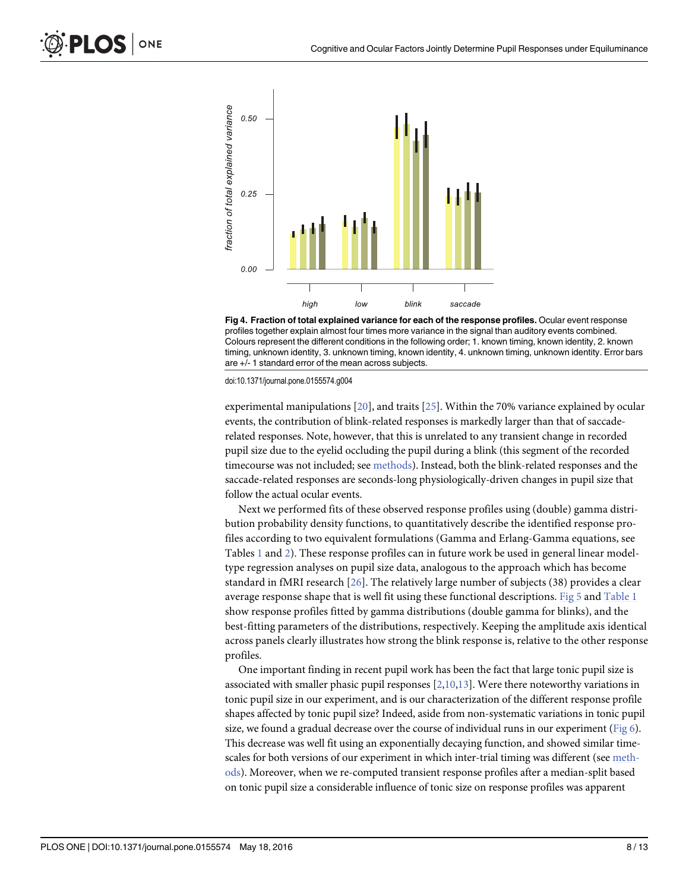**Fig 4. Fraction of total explained variance for each of the response profiles.** Ocular event response profiles together explain almost four times more variance in the signal than auditory events combined. Colours represent the different conditions in the following order; 1. known timing, known identity, 2. known timing, unknown identity, 3. unknown timing, known identity, 4. unknown timing, unknown identity. Error bars are +/- 1 standard error of the mean across subjects.

doi:10.1371/journal.pone.0155574.g004

experimental manipulations [20], and traits [25]. Within the 70% variance explained by ocular events, the contribution of blink-related responses is markedly larger than that of saccade-related responses. Note, however, that this is unrelated to any transient change in recorded pupil size due to the eyelid occluding the pupil during a blink (this segment of the recorded timecourse was not included; see methods). Instead, both the blink-related responses and the saccade-related responses are seconds-long physiologically-driven changes in pupil size that follow the actual ocular events.

Next we performed fits of these observed response profiles using (double) gamma distribution probability density functions, to quantitatively describe the identified response profiles according to two equivalent formulations (Gamma and Erlang-Gamma equations, see Tables 1 and 2). These response profiles can in future work be used in general linear model-type regression analyses on pupil size data, analogous to the approach which has become standard in fMRI research [26]. The relatively large number of subjects (38) provides a clear average response shape that is well fit using these functional descriptions. Fig 5 and Table 1 show response profiles fitted by gamma distributions (double gamma for blinks), and the best-fitting parameters of the distributions, respectively. Keeping the amplitude axis identical across panels clearly illustrates how strong the blink response is, relative to the other response profiles.

One important finding in recent pupil work has been the fact that large tonic pupil size is associated with smaller phasic pupil responses [2,10,13]. Were there noteworthy variations in tonic pupil size in our experiment, and is our characterization of the different response profile shapes affected by tonic pupil size? Indeed, aside from non-systematic variations in tonic pupil size, we found a gradual decrease over the course of individual runs in our experiment (Fig 6). This decrease was well fit using an exponentially decaying function, and showed similar time-scales for both versions of our experiment in which inter-trial timing was different (see methods). Moreover, when we re-computed transient response profiles after a median-split based on tonic pupil size a considerable influence of tonic size on response profiles was apparent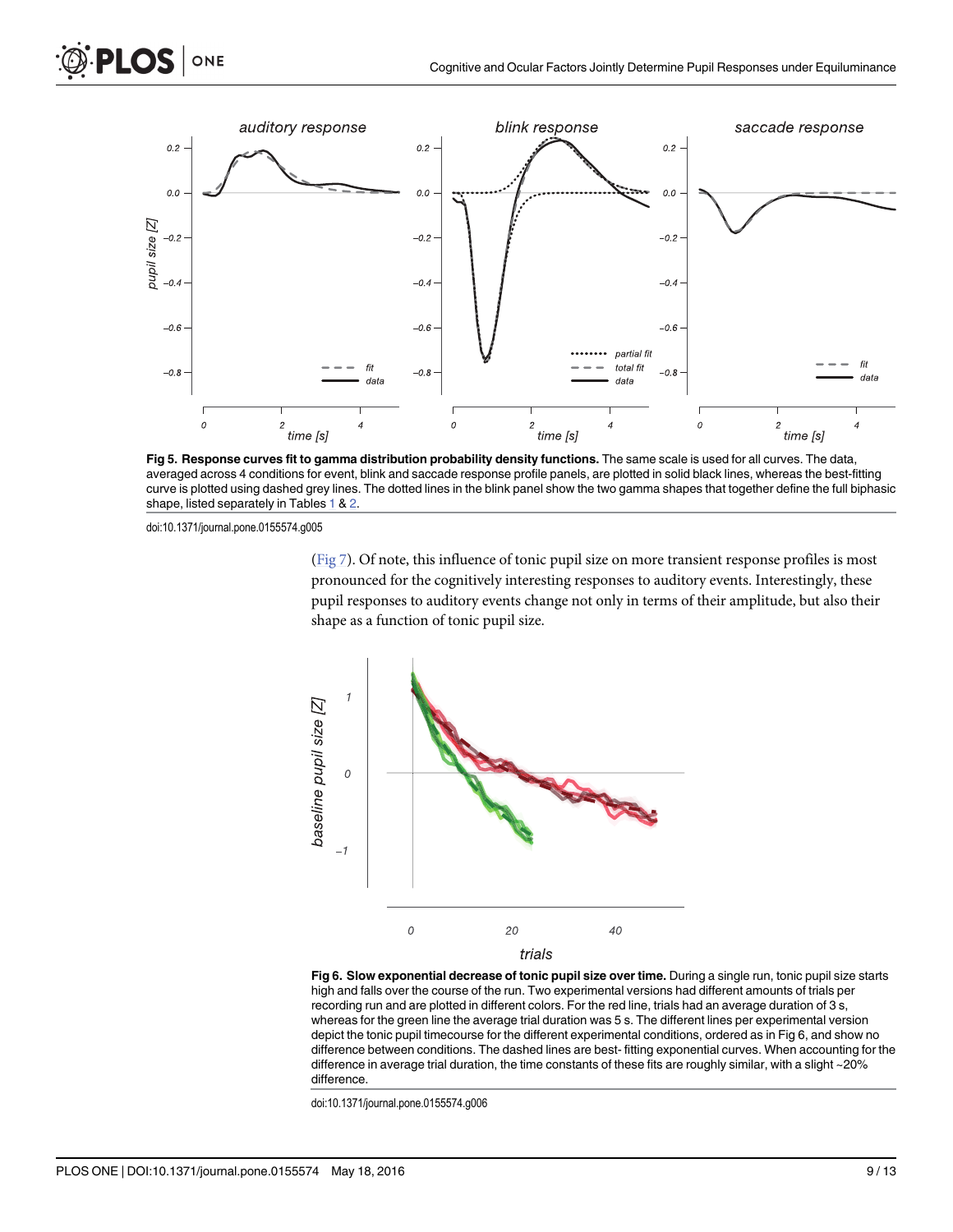**Fig 5. Response curves fit to gamma distribution probability density functions.** The same scale is used for all curves. The data, averaged across 4 conditions for event, blink and saccade response profile panels, are plotted in solid black lines, whereas the best-fitting curve is plotted using dashed grey lines. The dotted lines in the blink panel show the two gamma shapes that together define the full biphasic shape, listed separately in Tables 1 & 2.

doi:10.1371/journal.pone.0155574.g005

(Fig 7). Of note, this influence of tonic pupil size on more transient response profiles is most pronounced for the cognitively interesting responses to auditory events. Interestingly, these pupil responses to auditory events change not only in terms of their amplitude, but also their shape as a function of tonic pupil size.

**Fig 6. Slow exponential decrease of tonic pupil size over time.** During a single run, tonic pupil size starts high and falls over the course of the run. Two experimental versions had different amounts of trials per recording run and are plotted in different colors. For the red line, trials had an average duration of 3 s, whereas for the green line the average trial duration was 5 s. The different lines per experimental version depict the tonic pupil timecourse for the different experimental conditions, ordered as in Fig 6, and show no difference between conditions. The dashed lines are best- fitting exponential curves. When accounting for the difference in average trial duration, the time constants of these fits are roughly similar, with a slight ~20% difference.

doi:10.1371/journal.pone.0155574.g006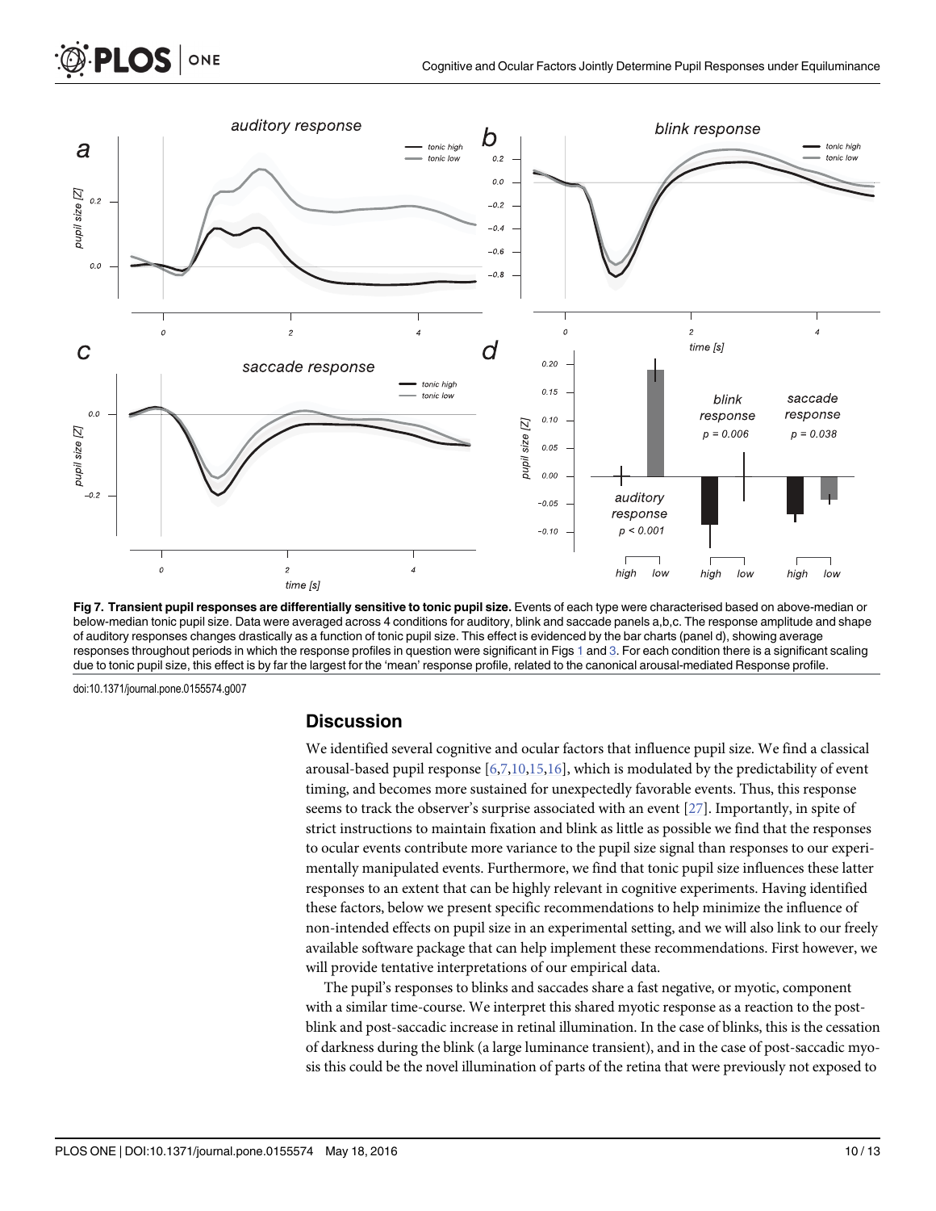**Fig 7. Transient pupil responses are differentially sensitive to tonic pupil size.** Events of each type were characterised based on above-median or below-median tonic pupil size. Data were averaged across 4 conditions for auditory, blink and saccade panels a,b,c. The response amplitude and shape of auditory responses changes drastically as a function of tonic pupil size. This effect is evidenced by the bar charts (panel d), showing average responses throughout periods in which the response profiles in question were significant in Figs 1 and 3. For each condition there is a significant scaling due to tonic pupil size, this effect is by far the largest for the 'mean' response profile, related to the canonical arousal-mediated Response profile.

doi:10.1371/journal.pone.0155574.g007

## Discussion

We identified several cognitive and ocular factors that influence pupil size. We find a classical arousal-based pupil response [6,7,10,15,16], which is modulated by the predictability of event timing, and becomes more sustained for unexpectedly favorable events. Thus, this response seems to track the observer's surprise associated with an event [27]. Importantly, in spite of strict instructions to maintain fixation and blink as little as possible we find that the responses to ocular events contribute more variance to the pupil size signal than responses to our experimentally manipulated events. Furthermore, we find that tonic pupil size influences these latter responses to an extent that can be highly relevant in cognitive experiments. Having identified these factors, below we present specific recommendations to help minimize the influence of non-intended effects on pupil size in an experimental setting, and we will also link to our freely available software package that can help implement these recommendations. First however, we will provide tentative interpretations of our empirical data.

The pupil's responses to blinks and saccades share a fast negative, or myotic, component with a similar time-course. We interpret this shared myotic response as a reaction to the post-blink and post-saccadic increase in retinal illumination. In the case of blinks, this is the cessation of darkness during the blink (a large luminance transient), and in the case of post-saccadic myosis this could be the novel illumination of parts of the retina that were previously not exposed to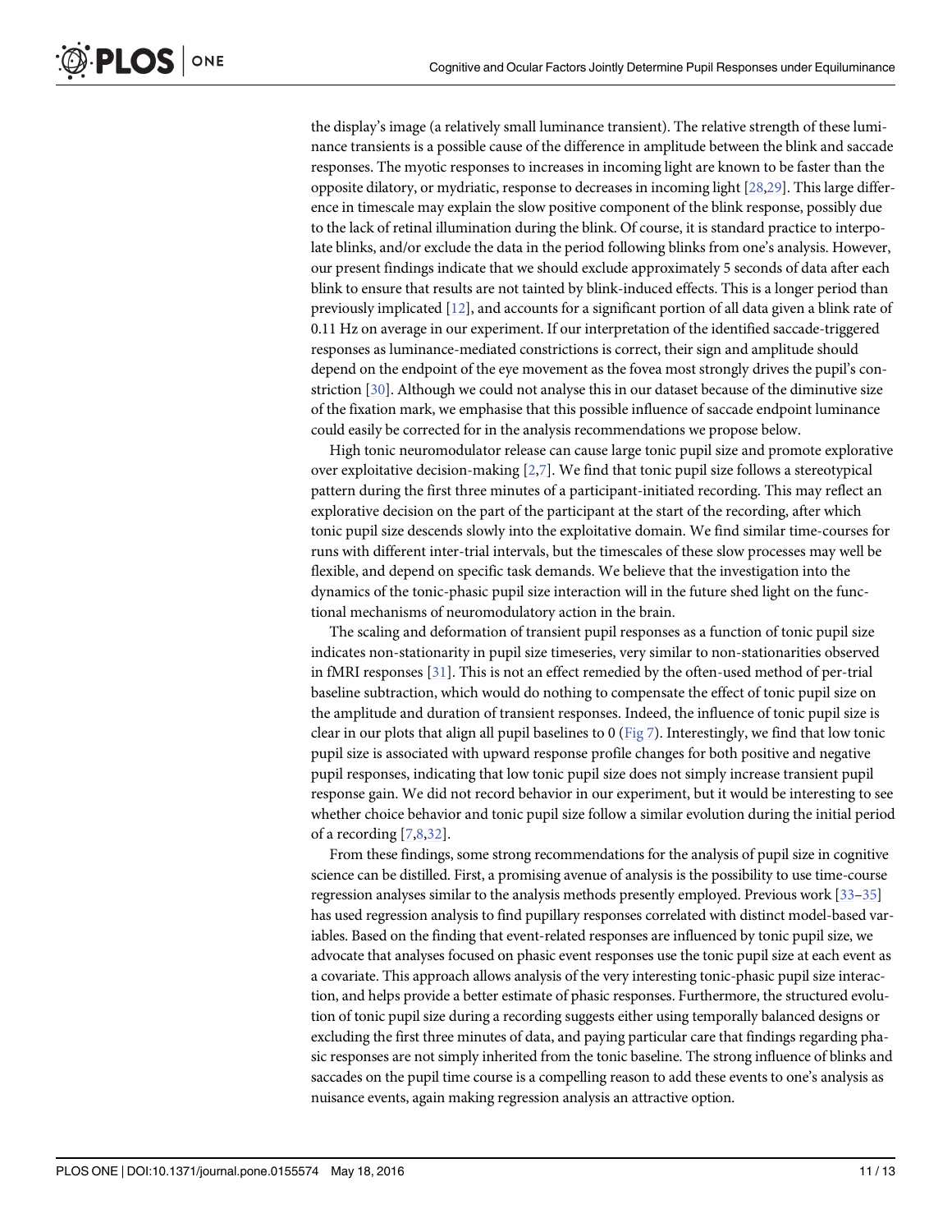the display's image (a relatively small luminance transient). The relative strength of these luminance transients is a possible cause of the difference in amplitude between the blink and saccade responses. The myotic responses to increases in incoming light are known to be faster than the opposite dilatory, or mydriatic, response to decreases in incoming light [28,29]. This large difference in timescale may explain the slow positive component of the blink response, possibly due to the lack of retinal illumination during the blink. Of course, it is standard practice to interpolate blinks, and/or exclude the data in the period following blinks from one's analysis. However, our present findings indicate that we should exclude approximately 5 seconds of data after each blink to ensure that results are not tainted by blink-induced effects. This is a longer period than previously implicated [12], and accounts for a significant portion of all data given a blink rate of 0.11 Hz on average in our experiment. If our interpretation of the identified saccade-triggered responses as luminance-mediated constrictions is correct, their sign and amplitude should depend on the endpoint of the eye movement as the fovea most strongly drives the pupil's constriction [30]. Although we could not analyse this in our dataset because of the diminutive size of the fixation mark, we emphasise that this possible influence of saccade endpoint luminance could easily be corrected for in the analysis recommendations we propose below.

High tonic neuromodulator release can cause large tonic pupil size and promote explorative over exploitative decision-making [2,7]. We find that tonic pupil size follows a stereotypical pattern during the first three minutes of a participant-initiated recording. This may reflect an explorative decision on the part of the participant at the start of the recording, after which tonic pupil size descends slowly into the exploitative domain. We find similar time-courses for runs with different inter-trial intervals, but the timescales of these slow processes may well be flexible, and depend on specific task demands. We believe that the investigation into the dynamics of the tonic-phasic pupil size interaction will in the future shed light on the functional mechanisms of neuromodulatory action in the brain.

The scaling and deformation of transient pupil responses as a function of tonic pupil size indicates non-stationarity in pupil size timeseries, very similar to non-stationarities observed in fMRI responses [31]. This is not an effect remedied by the often-used method of per-trial baseline subtraction, which would do nothing to compensate the effect of tonic pupil size on the amplitude and duration of transient responses. Indeed, the influence of tonic pupil size is clear in our plots that align all pupil baselines to 0 (Fig 7). Interestingly, we find that low tonic pupil size is associated with upward response profile changes for both positive and negative pupil responses, indicating that low tonic pupil size does not simply increase transient pupil response gain. We did not record behavior in our experiment, but it would be interesting to see whether choice behavior and tonic pupil size follow a similar evolution during the initial period of a recording [7,8,32].

From these findings, some strong recommendations for the analysis of pupil size in cognitive science can be distilled. First, a promising avenue of analysis is the possibility to use time-course regression analyses similar to the analysis methods presently employed. Previous work [33–35] has used regression analysis to find pupillary responses correlated with distinct model-based variables. Based on the finding that event-related responses are influenced by tonic pupil size, we advocate that analyses focused on phasic event responses use the tonic pupil size at each event as a covariate. This approach allows analysis of the very interesting tonic-phasic pupil size interaction, and helps provide a better estimate of phasic responses. Furthermore, the structured evolution of tonic pupil size during a recording suggests either using temporally balanced designs or excluding the first three minutes of data, and paying particular care that findings regarding phasic responses are not simply inherited from the tonic baseline. The strong influence of blinks and saccades on the pupil time course is a compelling reason to add these events to one's analysis as nuisance events, again making regression analysis an attractive option.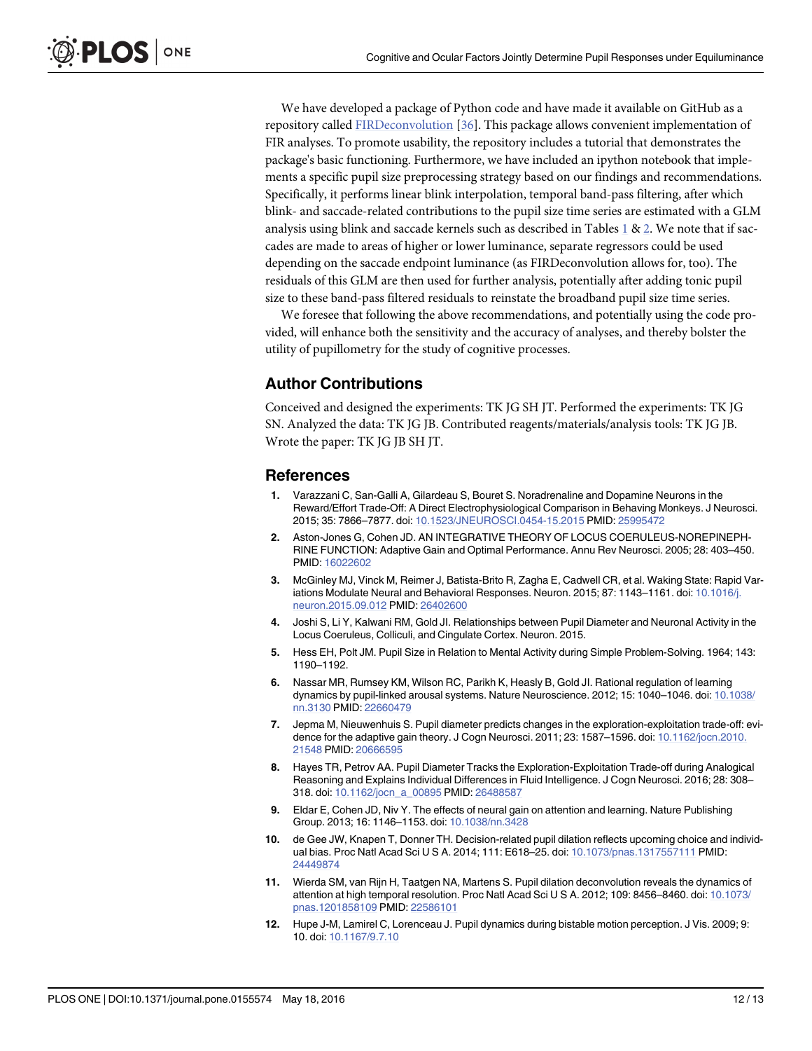We have developed a package of Python code and have made it available on GitHub as a repository called FIRDeconvolution [36]. This package allows convenient implementation of FIR analyses. To promote usability, the repository includes a tutorial that demonstrates the package's basic functioning. Furthermore, we have included an ipython notebook that implements a specific pupil size preprocessing strategy based on our findings and recommendations. Specifically, it performs linear blink interpolation, temporal band-pass filtering, after which blink- and saccade-related contributions to the pupil size time series are estimated with a GLM analysis using blink and saccade kernels such as described in Tables 1 & 2. We note that if saccades are made to areas of higher or lower luminance, separate regressors could be used depending on the saccade endpoint luminance (as FIRDeconvolution allows for, too). The residuals of this GLM are then used for further analysis, potentially after adding tonic pupil size to these band-pass filtered residuals to reinstate the broadband pupil size time series.

We foresee that following the above recommendations, and potentially using the code provided, will enhance both the sensitivity and the accuracy of analyses, and thereby bolster the utility of pupillometry for the study of cognitive processes.

## Author Contributions

Conceived and designed the experiments: TK JG SH JT. Performed the experiments: TK JG SN. Analyzed the data: TK JG JB. Contributed reagents/materials/analysis tools: TK JG JB. Wrote the paper: TK JG JB SH JT.

## References

1. Varazzani C, San-Galli A, Gilardeau S, Bouret S. Noradrenaline and Dopamine Neurons in the Reward/Effort Trade-Off: A Direct Electrophysiological Comparison in Behaving Monkeys. J Neurosci. 2015; 35: 7866–7877. doi: 10.1523/JNEUROSCI.0454-15.2015 PMID: 25995472
2. Aston-Jones G, Cohen JD. AN INTEGRATIVE THEORY OF LOCUS COERULEUS-NOREPINEPHRINE FUNCTION: Adaptive Gain and Optimal Performance. Annu Rev Neurosci. 2005; 28: 403–450. PMID: 16022602
3. McGinley MJ, Vinck M, Reimer J, Batista-Brito R, Zagha E, Cadwell CR, et al. Waking State: Rapid Variations Modulate Neural and Behavioral Responses. Neuron. 2015; 87: 1143–1161. doi: 10.1016/j.neuron.2015.09.012 PMID: 26402600
4. Joshi S, Li Y, Kalwani RM, Gold JI. Relationships between Pupil Diameter and Neuronal Activity in the Locus Coeruleus, Colliculi, and Cingulate Cortex. Neuron. 2015.
5. Hess EH, Polt JM. Pupil Size in Relation to Mental Activity during Simple Problem-Solving. 1964; 143: 1190–1192.
6. Nassar MR, Rumsey KM, Wilson RC, Parikh K, Heasly B, Gold JI. Rational regulation of learning dynamics by pupil-linked arousal systems. Nature Neuroscience. 2012; 15: 1040–1046. doi: 10.1038/nn.3130 PMID: 22660479
7. Jepma M, Nieuwenhuis S. Pupil diameter predicts changes in the exploration-exploitation trade-off: evidence for the adaptive gain theory. J Cogn Neurosci. 2011; 23: 1587–1596. doi: 10.1162/jocn.2010.21548 PMID: 20666595
8. Hayes TR, Petrov AA. Pupil Diameter Tracks the Exploration-Exploitation Trade-off during Analogical Reasoning and Explains Individual Differences in Fluid Intelligence. J Cogn Neurosci. 2016; 28: 308–318. doi: 10.1162/jocn_a_00895 PMID: 26488587
9. Eldar E, Cohen JD, Niv Y. The effects of neural gain on attention and learning. Nature Publishing Group. 2013; 16: 1146–1153. doi: 10.1038/nn.3428
10. de Gee JW, Knapen T, Donner TH. Decision-related pupil dilation reflects upcoming choice and individual bias. Proc Natl Acad Sci U S A. 2014; 111: E618–25. doi: 10.1073/pnas.1317557111 PMID: 24449874
11. Wierda SM, van Rijn H, Taatgen NA, Martens S. Pupil dilation deconvolution reveals the dynamics of attention at high temporal resolution. Proc Natl Acad Sci U S A. 2012; 109: 8456–8460. doi: 10.1073/pnas.1201858109 PMID: 22586101
12. Hupe J-M, Lamirel C, Lorenceau J. Pupil dynamics during bistable motion perception. J Vis. 2009; 9: 10. doi: 10.1167/9.7.10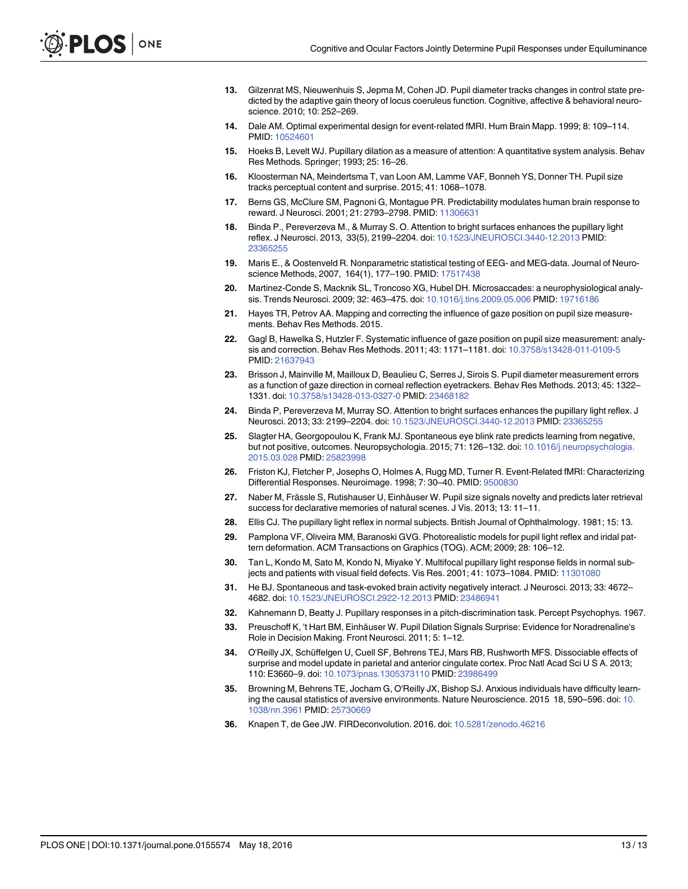13. Gilzenrat MS, Nieuwenhuis S, Jepma M, Cohen JD. Pupil diameter tracks changes in control state predicted by the adaptive gain theory of locus coeruleus function. Cognitive, affective & behavioral neuroscience. 2010; 10: 252–269.
14. Dale AM. Optimal experimental design for event-related fMRI. Hum Brain Mapp. 1999; 8: 109–114. PMID: 10524601
15. Hoeks B, Levelt WJ. Pupillary dilation as a measure of attention: A quantitative system analysis. Behav Res Methods. Springer; 1993; 25: 16–26.
16. Kloosterman NA, Meindertsma T, van Loon AM, Lamme VAF, Bonneh YS, Donner TH. Pupil size tracks perceptual content and surprise. 2015; 41: 1068–1078.
17. Berns GS, McClure SM, Pagnoni G, Montague PR. Predictability modulates human brain response to reward. J Neurosci. 2001; 21: 2793–2798. PMID: 11306631
18. Binda P., Pereverzeva M., & Murray S. O. Attention to bright surfaces enhances the pupillary light reflex. J Neurosci. 2013, 33(5), 2199–2204. doi: 10.1523/JNEUROSCI.3440-12.2013 PMID: 23365255
19. Maris E., & Oostenveld R. Nonparametric statistical testing of EEG- and MEG-data. Journal of Neuroscience Methods, 2007, 164(1), 177–190. PMID: 17517438
20. Martinez-Conde S, Macknik SL, Troncoso XG, Hubel DH. Microsaccades: a neurophysiological analysis. Trends Neurosci. 2009; 32: 463–475. doi: 10.1016/j.tins.2009.05.006 PMID: 19716186
21. Hayes TR, Petrov AA. Mapping and correcting the influence of gaze position on pupil size measurements. Behav Res Methods. 2015.
22. Gagl B, Hawelka S, Hutzler F. Systematic influence of gaze position on pupil size measurement: analysis and correction. Behav Res Methods. 2011; 43: 1171–1181. doi: 10.3758/s13428-011-0109-5 PMID: 21637943
23. Brisson J, Mainville M, Mailloux D, Beaulieu C, Serres J, Sirois S. Pupil diameter measurement errors as a function of gaze direction in corneal reflection eyetrackers. Behav Res Methods. 2013; 45: 1322–1331. doi: 10.3758/s13428-013-0327-0 PMID: 23468182
24. Binda P, Pereverzeva M, Murray SO. Attention to bright surfaces enhances the pupillary light reflex. J Neurosci. 2013; 33: 2199–2204. doi: 10.1523/JNEUROSCI.3440-12.2013 PMID: 23365255
25. Slagter HA, Georgopoulou K, Frank MJ. Spontaneous eye blink rate predicts learning from negative, but not positive, outcomes. Neuropsychologia. 2015; 71: 126–132. doi: 10.1016/j.neuropsychologia.2015.03.028 PMID: 25823998
26. Friston KJ, Fletcher P, Josephs O, Holmes A, Rugg MD, Turner R. Event-Related fMRI: Characterizing Differential Responses. Neuroimage. 1998; 7: 30–40. PMID: 9500830
27. Naber M, Frässle S, Rutishauser U, Einhäuser W. Pupil size signals novelty and predicts later retrieval success for declarative memories of natural scenes. J Vis. 2013; 13: 11–11.
28. Ellis CJ. The pupillary light reflex in normal subjects. British Journal of Ophthalmology. 1981; 15: 13.
29. Pamplona VF, Oliveira MM, Baranoski GVG. Photorealistic models for pupil light reflex and iridal pattern deformation. ACM Transactions on Graphics (TOG). ACM; 2009; 28: 106–12.
30. Tan L, Kondo M, Sato M, Kondo N, Miyake Y. Multifocal pupillary light response fields in normal subjects and patients with visual field defects. Vis Res. 2001; 41: 1073–1084. PMID: 11301080
31. He BJ. Spontaneous and task-evoked brain activity negatively interact. J Neurosci. 2013; 33: 4672–4682. doi: 10.1523/JNEUROSCI.2922-12.2013 PMID: 23486941
32. Kahnemann D, Beatty J. Pupillary responses in a pitch-discrimination task. Percept Psychophys. 1967.
33. Preuschoff K, 't Hart BM, Einhäuser W. Pupil Dilation Signals Surprise: Evidence for Noradrenaline's Role in Decision Making. Front Neurosci. 2011; 5: 1–12.
34. O'Reilly JX, Schüffelgen U, Cuell SF, Behrens TEJ, Mars RB, Rushworth MFS. Dissociable effects of surprise and model update in parietal and anterior cingulate cortex. Proc Natl Acad Sci U S A. 2013; 110: E3660–9. doi: 10.1073/pnas.1305373110 PMID: 23986499
35. Browning M, Behrens TE, Jocham G, O'Reilly JX, Bishop SJ. Anxious individuals have difficulty learning the causal statistics of aversive environments. Nature Neuroscience. 2015 18, 590–596. doi: 10.1038/nn.3961 PMID: 25730669
36. Knapen T, de Gee JW. FIRDeconvolution. 2016. doi: 10.5281/zenodo.46216